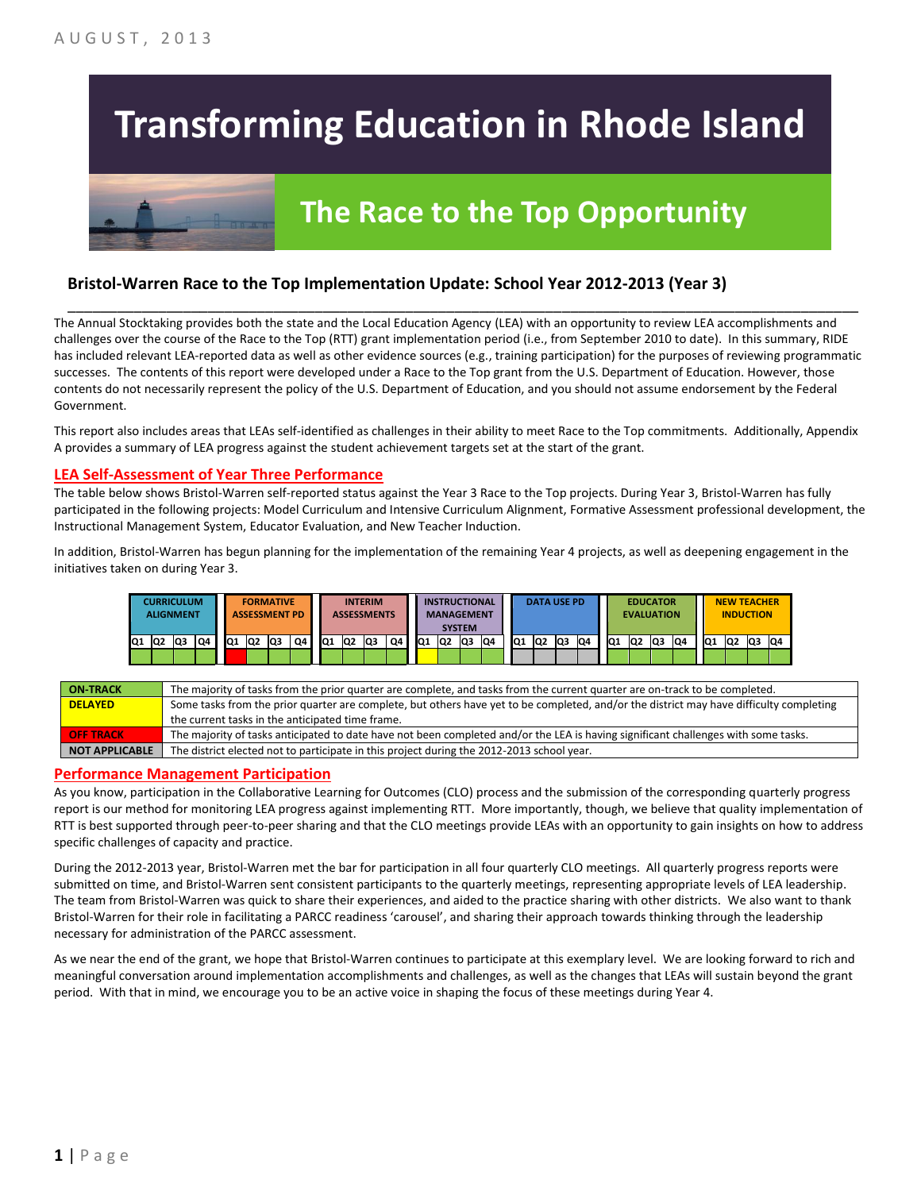AUGUST, 2013

# Transforming Education in Rhode Island

## The Race to the Top Opportunity

### Bristol-Warren Race to the Top Implementation Update: School Year 2012-2013 (Year 3)

The Annual Stocktaking provides both the state and the Local Education Agency (LEA) with an opportunity to review LEA accomplishments and challenges over the course of the Race to the Top (RTT) grant implementation period (i.e., from September 2010 to date). In this summary, RIDE has included relevant LEA-reported data as well as other evidence sources (e.g., training participation) for the purposes of reviewing programmatic successes. The contents of this report were developed under a Race to the Top grant from the U.S. Department of Education. However, those contents do not necessarily represent the policy of the U.S. Department of Education, and you should not assume endorsement by the Federal Government.

This report also includes areas that LEAs self-identified as challenges in their ability to meet Race to the Top commitments. Additionally, Appendix A provides a summary of LEA progress against the student achievement targets set at the start of the grant.

## LEA Self-Assessment of Year Three Performance

The table below shows Bristol-Warren self-reported status against the Year 3 Race to the Top projects. During Year 3, Bristol-Warren has fully participated in the following projects: Model Curriculum and Intensive Curriculum Alignment, Formative Assessment professional development, the Instructional Management System, Educator Evaluation, and New Teacher Induction.

In addition, Bristol-Warren has begun planning for the implementation of the remaining Year 4 projects, as well as deepening engagement in the initiatives taken on during Year 3.

| Project | Q1 | Q2 | Q3 | Q4 |
|---|---|---|---|---|
| CURRICULUM ALIGNMENT | On-Track | On-Track | On-Track | On-Track |
| FORMATIVE ASSESSMENT PD | Off Track | On-Track | On-Track | On-Track |
| INTERIM ASSESSMENTS | On-Track | On-Track | On-Track | On-Track |
| INSTRUCTIONAL MANAGEMENT SYSTEM | Delayed | On-Track | On-Track | On-Track |
| DATA USE PD | Not Applicable | Not Applicable | Not Applicable | Not Applicable |
| EDUCATOR EVALUATION | On-Track | On-Track | On-Track | On-Track |
| NEW TEACHER INDUCTION | On-Track | On-Track | On-Track | On-Track |

| Status | Description |
|---|---|
| ON-TRACK | The majority of tasks from the prior quarter are complete, and tasks from the current quarter are on-track to be completed. |
| DELAYED | Some tasks from the prior quarter are complete, but others have yet to be completed, and/or the district may have difficulty completing the current tasks in the anticipated time frame. |
| OFF TRACK | The majority of tasks anticipated to date have not been completed and/or the LEA is having significant challenges with some tasks. |
| NOT APPLICABLE | The district elected not to participate in this project during the 2012-2013 school year. |

## Performance Management Participation

As you know, participation in the Collaborative Learning for Outcomes (CLO) process and the submission of the corresponding quarterly progress report is our method for monitoring LEA progress against implementing RTT. More importantly, though, we believe that quality implementation of RTT is best supported through peer-to-peer sharing and that the CLO meetings provide LEAs with an opportunity to gain insights on how to address specific challenges of capacity and practice.

During the 2012-2013 year, Bristol-Warren met the bar for participation in all four quarterly CLO meetings. All quarterly progress reports were submitted on time, and Bristol-Warren sent consistent participants to the quarterly meetings, representing appropriate levels of LEA leadership. The team from Bristol-Warren was quick to share their experiences, and aided to the practice sharing with other districts. We also want to thank Bristol-Warren for their role in facilitating a PARCC readiness 'carousel', and sharing their approach towards thinking through the leadership necessary for administration of the PARCC assessment.

As we near the end of the grant, we hope that Bristol-Warren continues to participate at this exemplary level. We are looking forward to rich and meaningful conversation around implementation accomplishments and challenges, as well as the changes that LEAs will sustain beyond the grant period. With that in mind, we encourage you to be an active voice in shaping the focus of these meetings during Year 4.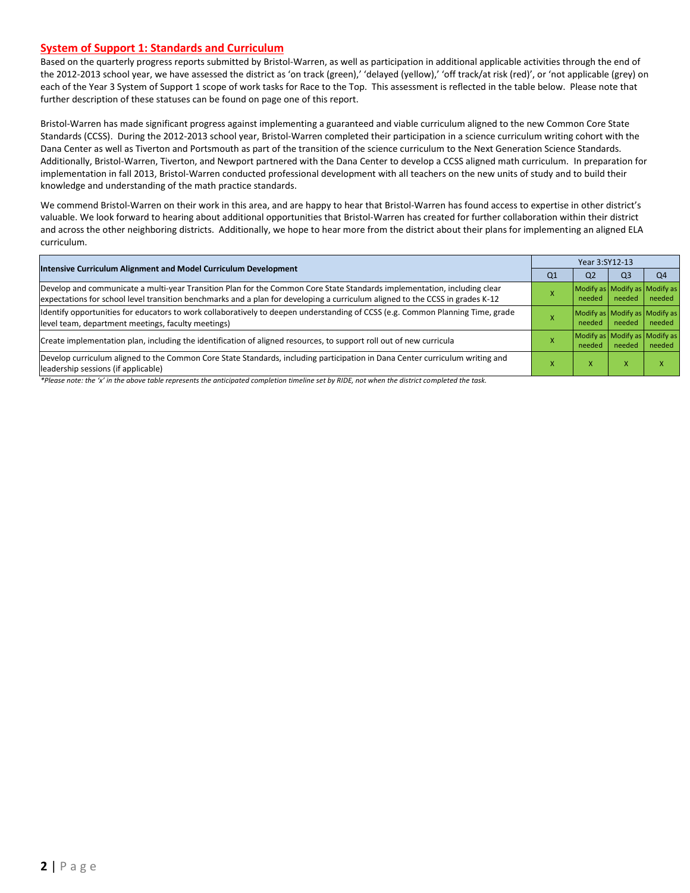## System of Support 1: Standards and Curriculum

Based on the quarterly progress reports submitted by Bristol-Warren, as well as participation in additional applicable activities through the end of the 2012-2013 school year, we have assessed the district as 'on track (green),' 'delayed (yellow),' 'off track/at risk (red)', or 'not applicable (grey) on each of the Year 3 System of Support 1 scope of work tasks for Race to the Top. This assessment is reflected in the table below. Please note that further description of these statuses can be found on page one of this report.

Bristol-Warren has made significant progress against implementing a guaranteed and viable curriculum aligned to the new Common Core State Standards (CCSS). During the 2012-2013 school year, Bristol-Warren completed their participation in a science curriculum writing cohort with the Dana Center as well as Tiverton and Portsmouth as part of the transition of the science curriculum to the Next Generation Science Standards. Additionally, Bristol-Warren, Tiverton, and Newport partnered with the Dana Center to develop a CCSS aligned math curriculum. In preparation for implementation in fall 2013, Bristol-Warren conducted professional development with all teachers on the new units of study and to build their knowledge and understanding of the math practice standards.

We commend Bristol-Warren on their work in this area, and are happy to hear that Bristol-Warren has found access to expertise in other district's valuable. We look forward to hearing about additional opportunities that Bristol-Warren has created for further collaboration within their district and across the other neighboring districts. Additionally, we hope to hear more from the district about their plans for implementing an aligned ELA curriculum.

| Intensive Curriculum Alignment and Model Curriculum Development | Year 3:SY12-13 | | | |
|---|---|---|---|---|
| | Q1 | Q2 | Q3 | Q4 |
| Develop and communicate a multi-year Transition Plan for the Common Core State Standards implementation, including clear expectations for school level transition benchmarks and a plan for developing a curriculum aligned to the CCSS in grades K-12 | X | Modify as needed | Modify as needed | Modify as needed |
| Identify opportunities for educators to work collaboratively to deepen understanding of CCSS (e.g. Common Planning Time, grade level team, department meetings, faculty meetings) | X | Modify as needed | Modify as needed | Modify as needed |
| Create implementation plan, including the identification of aligned resources, to support roll out of new curricula | X | Modify as needed | Modify as needed | Modify as needed |
| Develop curriculum aligned to the Common Core State Standards, including participation in Dana Center curriculum writing and leadership sessions (if applicable) | X | X | X | X |

*\*Please note: the 'x' in the above table represents the anticipated completion timeline set by RIDE, not when the district completed the task.*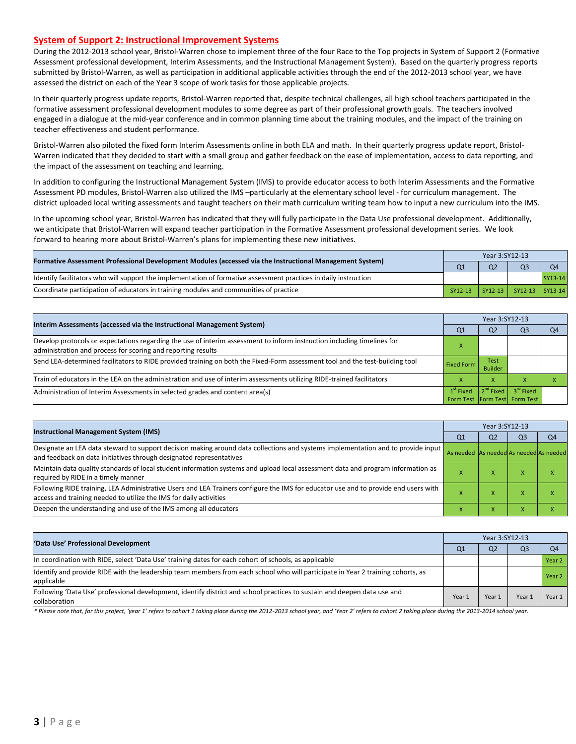## System of Support 2: Instructional Improvement Systems

During the 2012-2013 school year, Bristol-Warren chose to implement three of the four Race to the Top projects in System of Support 2 (Formative Assessment professional development, Interim Assessments, and the Instructional Management System). Based on the quarterly progress reports submitted by Bristol-Warren, as well as participation in additional applicable activities through the end of the 2012-2013 school year, we have assessed the district on each of the Year 3 scope of work tasks for those applicable projects.

In their quarterly progress update reports, Bristol-Warren reported that, despite technical challenges, all high school teachers participated in the formative assessment professional development modules to some degree as part of their professional growth goals. The teachers involved engaged in a dialogue at the mid-year conference and in common planning time about the training modules, and the impact of the training on teacher effectiveness and student performance.

Bristol-Warren also piloted the fixed form Interim Assessments online in both ELA and math. In their quarterly progress update report, Bristol-Warren indicated that they decided to start with a small group and gather feedback on the ease of implementation, access to data reporting, and the impact of the assessment on teaching and learning.

In addition to configuring the Instructional Management System (IMS) to provide educator access to both Interim Assessments and the Formative Assessment PD modules, Bristol-Warren also utilized the IMS –particularly at the elementary school level - for curriculum management. The district uploaded local writing assessments and taught teachers on their math curriculum writing team how to input a new curriculum into the IMS.

In the upcoming school year, Bristol-Warren has indicated that they will fully participate in the Data Use professional development. Additionally, we anticipate that Bristol-Warren will expand teacher participation in the Formative Assessment professional development series. We look forward to hearing more about Bristol-Warren's plans for implementing these new initiatives.

| Formative Assessment Professional Development Modules (accessed via the Instructional Management System) | Year 3:SY12-13 | | | |
|---|---|---|---|---|
| | Q1 | Q2 | Q3 | Q4 |
| Identify facilitators who will support the implementation of formative assessment practices in daily instruction | | | | SY13-14 |
| Coordinate participation of educators in training modules and communities of practice | SY12-13 | SY12-13 | SY12-13 | SY13-14 |

| Interim Assessments (accessed via the Instructional Management System) | Year 3:SY12-13 | | | |
|---|---|---|---|---|
| | Q1 | Q2 | Q3 | Q4 |
| Develop protocols or expectations regarding the use of interim assessment to inform instruction including timelines for administration and process for scoring and reporting results | x | | | |
| Send LEA-determined facilitators to RIDE provided training on both the Fixed-Form assessment tool and the test-building tool | Fixed Form | Test Builder | | |
| Train of educators in the LEA on the administration and use of interim assessments utilizing RIDE-trained facilitators | x | x | x | x |
| Administration of Interim Assessments in selected grades and content area(s) | 1st Fixed Form Test | 2nd Fixed Form Test | 3rd Fixed Form Test | |

| Instructional Management System (IMS) | Year 3:SY12-13 | | | |
|---|---|---|---|---|
| | Q1 | Q2 | Q3 | Q4 |
| Designate an LEA data steward to support decision making around data collections and systems implementation and to provide input and feedback on data initiatives through designated representatives | As needed | As needed | As needed | As needed |
| Maintain data quality standards of local student information systems and upload local assessment data and program information as required by RIDE in a timely manner | x | x | x | x |
| Following RIDE training, LEA Administrative Users and LEA Trainers configure the IMS for educator use and to provide end users with access and training needed to utilize the IMS for daily activities | x | x | x | x |
| Deepen the understanding and use of the IMS among all educators | x | x | x | x |

| 'Data Use' Professional Development | Year 3:SY12-13 | | | |
|---|---|---|---|---|
| | Q1 | Q2 | Q3 | Q4 |
| In coordination with RIDE, select 'Data Use' training dates for each cohort of schools, as applicable | | | | Year 2 |
| Identify and provide RIDE with the leadership team members from each school who will participate in Year 2 training cohorts, as applicable | | | | Year 2 |
| Following 'Data Use' professional development, identify district and school practices to sustain and deepen data use and collaboration | Year 1 | Year 1 | Year 1 | Year 1 |

*\* Please note that, for this project, 'year 1' refers to cohort 1 taking place during the 2012-2013 school year, and 'Year 2' refers to cohort 2 taking place during the 2013-2014 school year.*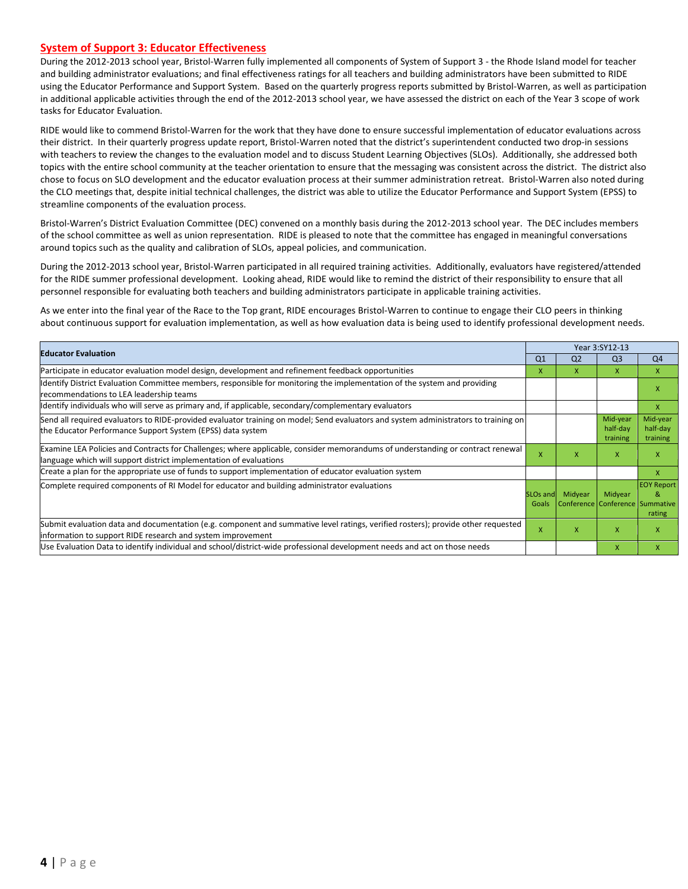## System of Support 3: Educator Effectiveness

During the 2012-2013 school year, Bristol-Warren fully implemented all components of System of Support 3 - the Rhode Island model for teacher and building administrator evaluations; and final effectiveness ratings for all teachers and building administrators have been submitted to RIDE using the Educator Performance and Support System. Based on the quarterly progress reports submitted by Bristol-Warren, as well as participation in additional applicable activities through the end of the 2012-2013 school year, we have assessed the district on each of the Year 3 scope of work tasks for Educator Evaluation.

RIDE would like to commend Bristol-Warren for the work that they have done to ensure successful implementation of educator evaluations across their district. In their quarterly progress update report, Bristol-Warren noted that the district's superintendent conducted two drop-in sessions with teachers to review the changes to the evaluation model and to discuss Student Learning Objectives (SLOs). Additionally, she addressed both topics with the entire school community at the teacher orientation to ensure that the messaging was consistent across the district. The district also chose to focus on SLO development and the educator evaluation process at their summer administration retreat. Bristol-Warren also noted during the CLO meetings that, despite initial technical challenges, the district was able to utilize the Educator Performance and Support System (EPSS) to streamline components of the evaluation process.

Bristol-Warren's District Evaluation Committee (DEC) convened on a monthly basis during the 2012-2013 school year. The DEC includes members of the school committee as well as union representation. RIDE is pleased to note that the committee has engaged in meaningful conversations around topics such as the quality and calibration of SLOs, appeal policies, and communication.

During the 2012-2013 school year, Bristol-Warren participated in all required training activities. Additionally, evaluators have registered/attended for the RIDE summer professional development. Looking ahead, RIDE would like to remind the district of their responsibility to ensure that all personnel responsible for evaluating both teachers and building administrators participate in applicable training activities.

As we enter into the final year of the Race to the Top grant, RIDE encourages Bristol-Warren to continue to engage their CLO peers in thinking about continuous support for evaluation implementation, as well as how evaluation data is being used to identify professional development needs.

| Educator Evaluation | Year 3:SY12-13 | | | |
|---|---|---|---|---|
| | Q1 | Q2 | Q3 | Q4 |
| Participate in educator evaluation model design, development and refinement feedback opportunities | X | X | X | X |
| Identify District Evaluation Committee members, responsible for monitoring the implementation of the system and providing recommendations to LEA leadership teams | | | | X |
| Identify individuals who will serve as primary and, if applicable, secondary/complementary evaluators | | | | X |
| Send all required evaluators to RIDE-provided evaluator training on model; Send evaluators and system administrators to training on the Educator Performance Support System (EPSS) data system | | | Mid-year half-day training | Mid-year half-day training |
| Examine LEA Policies and Contracts for Challenges; where applicable, consider memorandums of understanding or contract renewal language which will support district implementation of evaluations | X | X | X | X |
| Create a plan for the appropriate use of funds to support implementation of educator evaluation system | | | | X |
| Complete required components of RI Model for educator and building administrator evaluations | SLOs and Goals | Midyear Conference | Midyear Conference | EOY Report & Summative rating |
| Submit evaluation data and documentation (e.g. component and summative level ratings, verified rosters); provide other requested information to support RIDE research and system improvement | X | X | X | X |
| Use Evaluation Data to identify individual and school/district-wide professional development needs and act on those needs | | | X | X |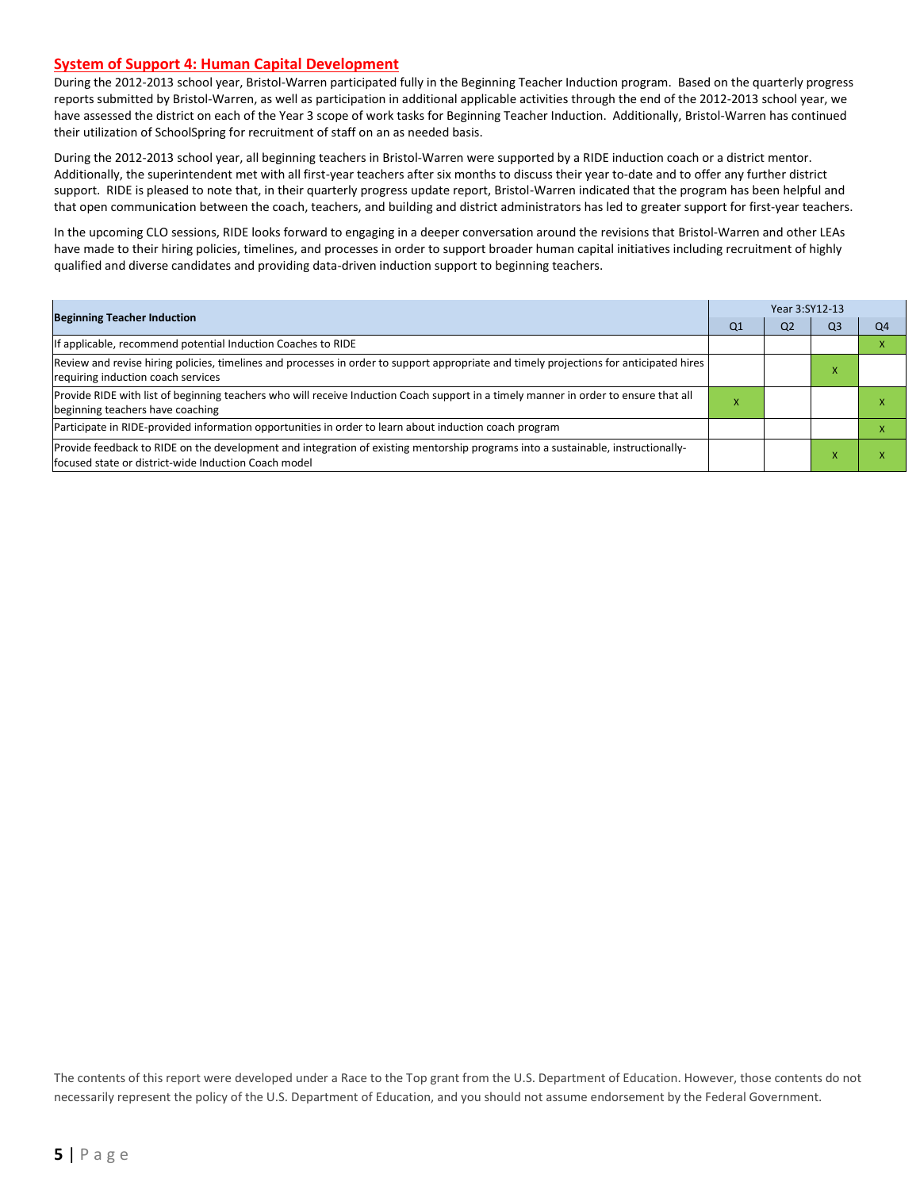## System of Support 4: Human Capital Development

During the 2012-2013 school year, Bristol-Warren participated fully in the Beginning Teacher Induction program. Based on the quarterly progress reports submitted by Bristol-Warren, as well as participation in additional applicable activities through the end of the 2012-2013 school year, we have assessed the district on each of the Year 3 scope of work tasks for Beginning Teacher Induction. Additionally, Bristol-Warren has continued their utilization of SchoolSpring for recruitment of staff on an as needed basis.

During the 2012-2013 school year, all beginning teachers in Bristol-Warren were supported by a RIDE induction coach or a district mentor. Additionally, the superintendent met with all first-year teachers after six months to discuss their year to-date and to offer any further district support. RIDE is pleased to note that, in their quarterly progress update report, Bristol-Warren indicated that the program has been helpful and that open communication between the coach, teachers, and building and district administrators has led to greater support for first-year teachers.

In the upcoming CLO sessions, RIDE looks forward to engaging in a deeper conversation around the revisions that Bristol-Warren and other LEAs have made to their hiring policies, timelines, and processes in order to support broader human capital initiatives including recruitment of highly qualified and diverse candidates and providing data-driven induction support to beginning teachers.

| Beginning Teacher Induction | Year 3:SY12-13 | | | |
|---|---|---|---|---|
| | Q1 | Q2 | Q3 | Q4 |
| If applicable, recommend potential Induction Coaches to RIDE | | | | x |
| Review and revise hiring policies, timelines and processes in order to support appropriate and timely projections for anticipated hires requiring induction coach services | | | x | |
| Provide RIDE with list of beginning teachers who will receive Induction Coach support in a timely manner in order to ensure that all beginning teachers have coaching | x | | | x |
| Participate in RIDE-provided information opportunities in order to learn about induction coach program | | | | x |
| Provide feedback to RIDE on the development and integration of existing mentorship programs into a sustainable, instructionally-focused state or district-wide Induction Coach model | | | x | x |

The contents of this report were developed under a Race to the Top grant from the U.S. Department of Education. However, those contents do not necessarily represent the policy of the U.S. Department of Education, and you should not assume endorsement by the Federal Government.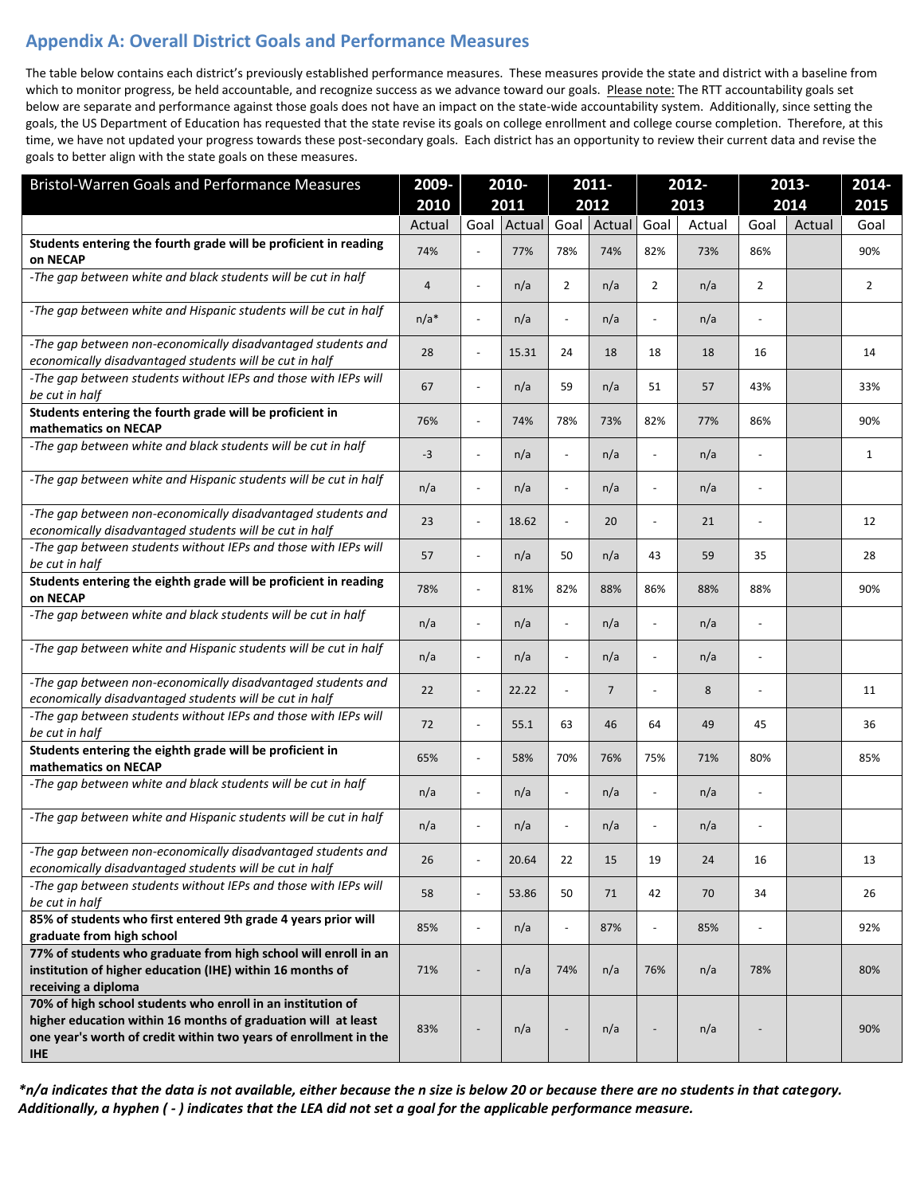## Appendix A: Overall District Goals and Performance Measures

The table below contains each district's previously established performance measures. These measures provide the state and district with a baseline from which to monitor progress, be held accountable, and recognize success as we advance toward our goals. Please note: The RTT accountability goals set below are separate and performance against those goals does not have an impact on the state-wide accountability system. Additionally, since setting the goals, the US Department of Education has requested that the state revise its goals on college enrollment and college course completion. Therefore, at this time, we have not updated your progress towards these post-secondary goals. Each district has an opportunity to review their current data and revise the goals to better align with the state goals on these measures.

| Bristol-Warren Goals and Performance Measures | 2009-2010 | 2010-2011 | | 2011-2012 | | 2012-2013 | | 2013-2014 | | 2014-2015 |
|---|---|---|---|---|---|---|---|---|---|---|
| | Actual | Goal | Actual | Goal | Actual | Goal | Actual | Goal | Actual | Goal |
| **Students entering the fourth grade will be proficient in reading on NECAP** | 74% | - | 77% | 78% | 74% | 82% | 73% | 86% | | 90% |
| *-The gap between white and black students will be cut in half* | 4 | - | n/a | 2 | n/a | 2 | n/a | 2 | | 2 |
| *-The gap between white and Hispanic students will be cut in half* | n/a* | - | n/a | - | n/a | - | n/a | - | | |
| *-The gap between non-economically disadvantaged students and economically disadvantaged students will be cut in half* | 28 | - | 15.31 | 24 | 18 | 18 | 18 | 16 | | 14 |
| *-The gap between students without IEPs and those with IEPs will be cut in half* | 67 | - | n/a | 59 | n/a | 51 | 57 | 43% | | 33% |
| **Students entering the fourth grade will be proficient in mathematics on NECAP** | 76% | - | 74% | 78% | 73% | 82% | 77% | 86% | | 90% |
| *-The gap between white and black students will be cut in half* | -3 | - | n/a | - | n/a | - | n/a | - | | 1 |
| *-The gap between white and Hispanic students will be cut in half* | n/a | - | n/a | - | n/a | - | n/a | - | | |
| *-The gap between non-economically disadvantaged students and economically disadvantaged students will be cut in half* | 23 | - | 18.62 | - | 20 | - | 21 | - | | 12 |
| *-The gap between students without IEPs and those with IEPs will be cut in half* | 57 | - | n/a | 50 | n/a | 43 | 59 | 35 | | 28 |
| **Students entering the eighth grade will be proficient in reading on NECAP** | 78% | - | 81% | 82% | 88% | 86% | 88% | 88% | | 90% |
| *-The gap between white and black students will be cut in half* | n/a | - | n/a | - | n/a | - | n/a | - | | |
| *-The gap between white and Hispanic students will be cut in half* | n/a | - | n/a | - | n/a | - | n/a | - | | |
| *-The gap between non-economically disadvantaged students and economically disadvantaged students will be cut in half* | 22 | - | 22.22 | - | 7 | - | 8 | - | | 11 |
| *-The gap between students without IEPs and those with IEPs will be cut in half* | 72 | - | 55.1 | 63 | 46 | 64 | 49 | 45 | | 36 |
| **Students entering the eighth grade will be proficient in mathematics on NECAP** | 65% | - | 58% | 70% | 76% | 75% | 71% | 80% | | 85% |
| *-The gap between white and black students will be cut in half* | n/a | - | n/a | - | n/a | - | n/a | - | | |
| *-The gap between white and Hispanic students will be cut in half* | n/a | - | n/a | - | n/a | - | n/a | - | | |
| *-The gap between non-economically disadvantaged students and economically disadvantaged students will be cut in half* | 26 | - | 20.64 | 22 | 15 | 19 | 24 | 16 | | 13 |
| *-The gap between students without IEPs and those with IEPs will be cut in half* | 58 | - | 53.86 | 50 | 71 | 42 | 70 | 34 | | 26 |
| **85% of students who first entered 9th grade 4 years prior will graduate from high school** | 85% | - | n/a | - | 87% | - | 85% | - | | 92% |
| **77% of students who graduate from high school will enroll in an institution of higher education (IHE) within 16 months of receiving a diploma** | 71% | - | n/a | 74% | n/a | 76% | n/a | 78% | | 80% |
| **70% of high school students who enroll in an institution of higher education within 16 months of graduation will at least one year's worth of credit within two years of enrollment in the IHE** | 83% | - | n/a | - | n/a | - | n/a | - | | 90% |

***n/a indicates that the data is not available, either because the n size is below 20 or because there are no students in that category. Additionally, a hyphen ( - ) indicates that the LEA did not set a goal for the applicable performance measure.***